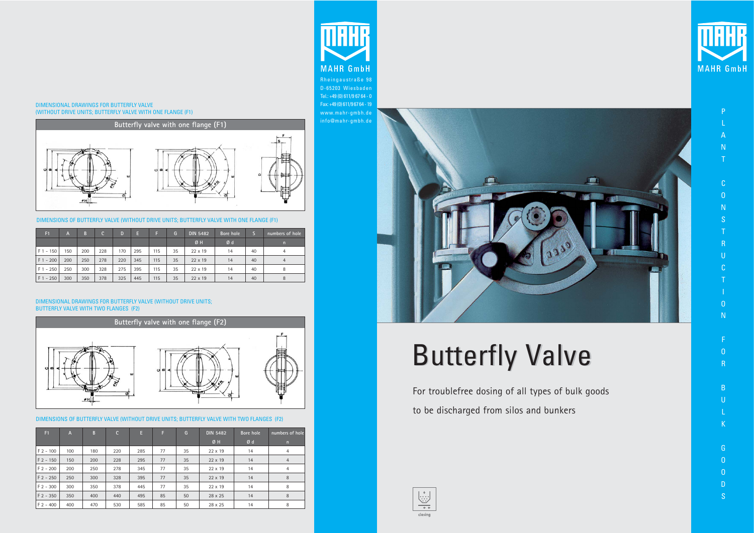DIMENSIONAL DRAWINGS FOR BUTTERFLY VALVE
(WITHOUT DRIVE UNITS; BUTTERFLY VALVE WITH ONE FLANGE (F1)

Butterfly valve with one flange (F1)

DIMENSIONS OF BUTTERFLY VALVE (WITHOUT DRIVE UNITS; BUTTERFLY VALVE WITH ONE FLANGE (F1)

| F1 | A | B | C | D | E | F | G | DIN 5482 | Bore hole | S | numbers of hole |
|---|---|---|---|---|---|---|---|---|---|---|---|
| | | | | | | | | Ø H | Ø d | | n |
| F 1 - 150 | 150 | 200 | 228 | 170 | 295 | 115 | 35 | 22 x 19 | 14 | 40 | 4 |
| F 1 - 200 | 200 | 250 | 278 | 220 | 345 | 115 | 35 | 22 x 19 | 14 | 40 | 4 |
| F 1 - 250 | 250 | 300 | 328 | 275 | 395 | 115 | 35 | 22 x 19 | 14 | 40 | 8 |
| F 1 - 250 | 300 | 350 | 378 | 325 | 445 | 115 | 35 | 22 x 19 | 14 | 40 | 8 |

DIMENSIONAL DRAWINGS FOR BUTTERFLY VALVE (WITHOUT DRIVE UNITS;
BUTTERFLY VALVE WITH TWO FLANGES (F2)

Butterfly valve with one flange (F2)

DIMENSIONS OF BUTTERFLY VALVE (WITHOUT DRIVE UNITS; BUTTERFLY VALVE WITH TWO FLANGES (F2)

| F1 | A | B | C | E | F | G | DIN 5482 | Bore hole | numbers of hole |
|---|---|---|---|---|---|---|---|---|---|
| | | | | | | | Ø H | Ø d | n |
| F 2 - 100 | 100 | 180 | 220 | 285 | 77 | 35 | 22 x 19 | 14 | 4 |
| F 2 - 150 | 150 | 200 | 228 | 295 | 77 | 35 | 22 x 19 | 14 | 4 |
| F 2 - 200 | 200 | 250 | 278 | 345 | 77 | 35 | 22 x 19 | 14 | 4 |
| F 2 - 250 | 250 | 300 | 328 | 395 | 77 | 35 | 22 x 19 | 14 | 8 |
| F 2 - 300 | 300 | 350 | 378 | 445 | 77 | 35 | 22 x 19 | 14 | 8 |
| F 2 - 350 | 350 | 400 | 440 | 495 | 85 | 50 | 28 x 25 | 14 | 8 |
| F 2 - 400 | 400 | 470 | 530 | 585 | 85 | 50 | 28 x 25 | 14 | 8 |

MAHR GmbH
Rheingaustraße 98
D-65203 Wiesbaden
Tel.: +49 (0) 611/9 67 64 - 0
Fax: +49 (0) 611/9 67 64 - 19
www.mahr-gmbh.de
info@mahr-gmbh.de

MAHR GmbH

# Butterfly Valve

For troublefree dosing of all types of bulk goods

to be discharged from silos and bunkers

closing

PLANT CONSTRUCTION FOR BULK GOODS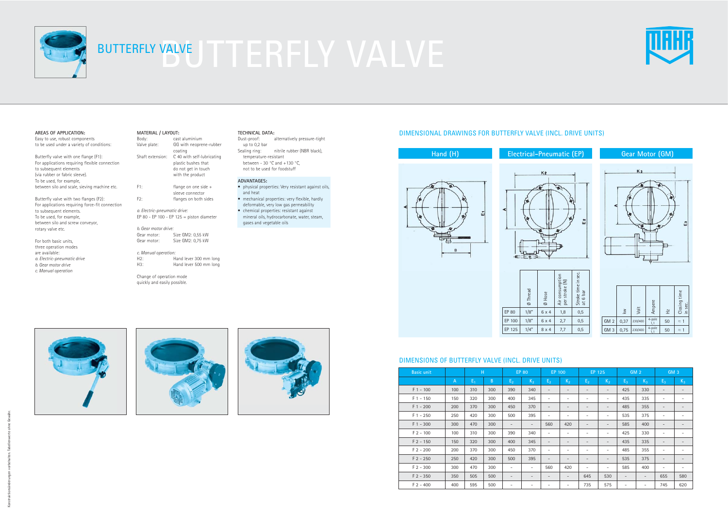# BUTTERFLY VALVE

**AREAS OF APPLICATION:**
Easy to use, robust components to be used under a variety of conditions:

Butterfly valve with one flange (F1):
For applications requiring flexible connection to subsequent elements (via rubber or fabric sleeve).
To be used, for example, between silo and scale, sieving machine etc.

Butterfly valve with two flanges (F2):
For applications requiring force-fit connection to subsequent elements.
To be used, for example, between silo and screw conveyor, rotary valve etc.

For both basic units, three operation modes are available:
*a. Electric-pneumatic drive*
*b. Gear motor drive*
*c. Manual operation*

**MATERIAL / LAYOUT:**

| | |
|---|---|
| Body: | cast aluminium |
| Valve plate: | GG with neoprene-rubber coating |
| Shaft extension: | C 40 with self-lubricating plastic bushes that do not get in touch with the product |
| F1: | flange on one side + sleeve connector |
| F2: | flanges on both sides |

*a. Electric-pneumatic drive:*
EP 80 - EP 100 - EP 125 = piston diameter

*b. Gear motor drive:*
Gear motor: Size GM2: 0,55 kW
Gear motor: Size GM2: 0,75 kW

*c. Manual operation:*
H2: Hand lever 300 mm long
H3: Hand lever 500 mm long

Change of operation mode quickly and easily possible.

**TECHNICAL DATA:**
Dust-proof: alternatively pressure-tight up to 0,2 bar
Sealing ring: nitrile rubber (NBR black), temperature-resistant between - 30 °C and +130 °C, not to be used for foodstuff

**ADVANTAGES:**
- physical properties: Very resistant against oils, and heat
- mechanical properties: very flexible, hardly deformable, very low gas permeability
- chemical properties: resistant against mineral oils, hydrocarbonate, water, steam, gases and vegetable oils

## DIMENSIONAL DRAWINGS FOR BUTTERFLY VALVE (INCL. DRIVE UNITS)

**Hand (H)**

A, E1, B

**Electrical-Pneumatic (EP)**

A, K2, E2

| | Ø Thread | Ø Hose | Air consumption per stroke (Nl) | Stroke time in sec. at 6 bar |
|---|---|---|---|---|
| EP 80 | 1/8" | 6 x 4 | 1,8 | 0,5 |
| EP 100 | 1/8" | 6 x 4 | 2,7 | 0,5 |
| EP 125 | 1/4" | 8 x 4 | 7,7 | 0,5 |

**Gear Motor (GM)**

A, K3, E3

| | kw | Volt | Ampere | Hz | Closing time in sec. |
|---|---|---|---|---|---|
| GM 2 | 0,37 | 230/400 | 4-pole 1,1 | 50 | ≈ 1 |
| GM 3 | 0,75 | 230/400 | 4-pole 1,1 | 50 | ≈ 1 |

## DIMENSIONS OF BUTTERFLY VALVE (INCL. DRIVE UNITS)

| Basic unit | | H | | EP 80 | | EP 100 | | EP 125 | | GM 2 | | GM 3 | |
|---|---|---|---|---|---|---|---|---|---|---|---|---|---|
| | A | $E_1$ | B | $E_2$ | $K_2$ | $E_2$ | $K_2$ | $E_2$ | $K_2$ | $E_3$ | $K_3$ | $E_3$ | $K_3$ |
| F 1 - 100 | 100 | 310 | 300 | 390 | 340 | – | – | – | – | 425 | 330 | – | – |
| F 1 - 150 | 150 | 320 | 300 | 400 | 345 | – | – | – | – | 435 | 335 | – | – |
| F 1 - 200 | 200 | 370 | 300 | 450 | 370 | – | – | – | – | 485 | 355 | – | – |
| F 1 - 250 | 250 | 420 | 300 | 500 | 395 | – | – | – | – | 535 | 375 | – | – |
| F 1 - 300 | 300 | 470 | 300 | – | – | 560 | 420 | – | – | 585 | 400 | – | – |
| F 2 - 100 | 100 | 310 | 300 | 390 | 340 | – | – | – | – | 425 | 330 | – | – |
| F 2 - 150 | 150 | 320 | 300 | 400 | 345 | – | – | – | – | 435 | 335 | – | – |
| F 2 - 200 | 200 | 370 | 300 | 450 | 370 | – | – | – | – | 485 | 355 | – | – |
| F 2 - 250 | 250 | 420 | 300 | 500 | 395 | – | – | – | – | 535 | 375 | – | – |
| F 2 - 300 | 300 | 470 | 300 | – | – | 560 | 420 | – | – | 585 | 400 | – | – |
| F 2 - 350 | 350 | 505 | 500 | – | – | – | – | 645 | 530 | – | – | 655 | 580 |
| F 2 - 400 | 400 | 595 | 500 | – | – | – | – | 735 | 575 | – | – | 745 | 620 |

Konstruktionsänderungen vorbehalten. Tabellenwerte ohne Gewähr.